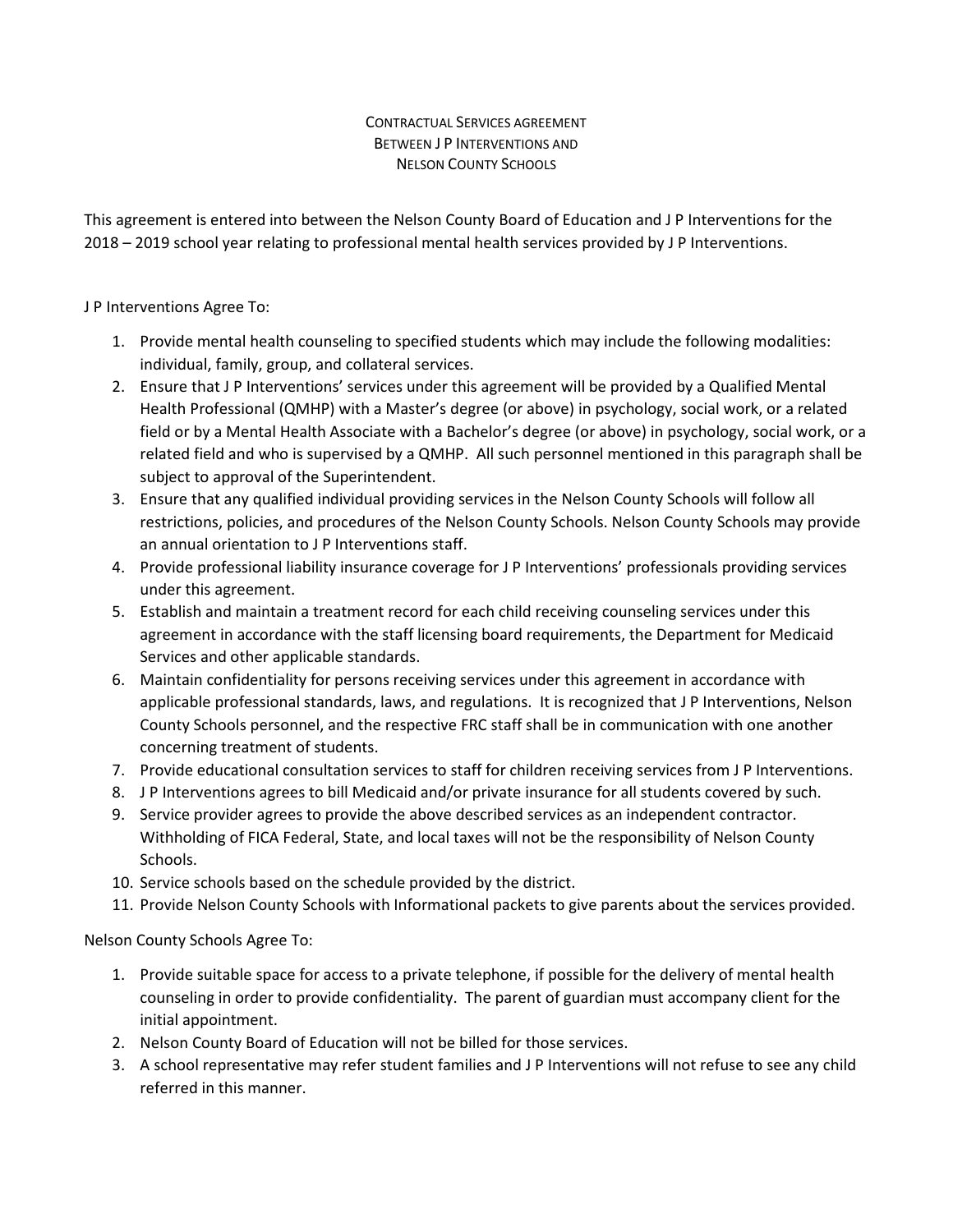# CONTRACTUAL SERVICES AGREEMENT
# BETWEEN J P INTERVENTIONS AND
# NELSON COUNTY SCHOOLS

This agreement is entered into between the Nelson County Board of Education and J P Interventions for the 2018 – 2019 school year relating to professional mental health services provided by J P Interventions.

J P Interventions Agree To:

1. Provide mental health counseling to specified students which may include the following modalities: individual, family, group, and collateral services.
2. Ensure that J P Interventions' services under this agreement will be provided by a Qualified Mental Health Professional (QMHP) with a Master's degree (or above) in psychology, social work, or a related field or by a Mental Health Associate with a Bachelor's degree (or above) in psychology, social work, or a related field and who is supervised by a QMHP. All such personnel mentioned in this paragraph shall be subject to approval of the Superintendent.
3. Ensure that any qualified individual providing services in the Nelson County Schools will follow all restrictions, policies, and procedures of the Nelson County Schools. Nelson County Schools may provide an annual orientation to J P Interventions staff.
4. Provide professional liability insurance coverage for J P Interventions' professionals providing services under this agreement.
5. Establish and maintain a treatment record for each child receiving counseling services under this agreement in accordance with the staff licensing board requirements, the Department for Medicaid Services and other applicable standards.
6. Maintain confidentiality for persons receiving services under this agreement in accordance with applicable professional standards, laws, and regulations. It is recognized that J P Interventions, Nelson County Schools personnel, and the respective FRC staff shall be in communication with one another concerning treatment of students.
7. Provide educational consultation services to staff for children receiving services from J P Interventions.
8. J P Interventions agrees to bill Medicaid and/or private insurance for all students covered by such.
9. Service provider agrees to provide the above described services as an independent contractor. Withholding of FICA Federal, State, and local taxes will not be the responsibility of Nelson County Schools.
10. Service schools based on the schedule provided by the district.
11. Provide Nelson County Schools with Informational packets to give parents about the services provided.

Nelson County Schools Agree To:

1. Provide suitable space for access to a private telephone, if possible for the delivery of mental health counseling in order to provide confidentiality. The parent of guardian must accompany client for the initial appointment.
2. Nelson County Board of Education will not be billed for those services.
3. A school representative may refer student families and J P Interventions will not refuse to see any child referred in this manner.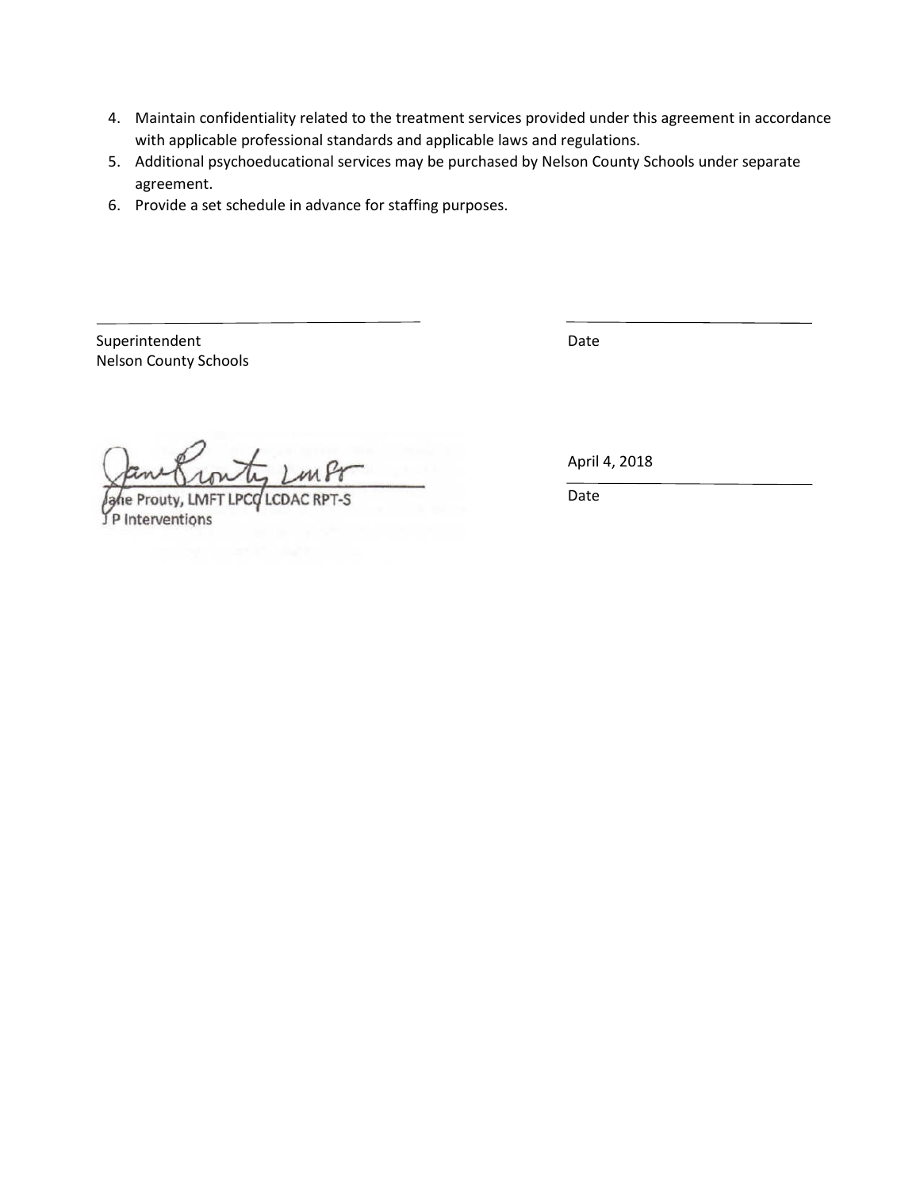4. Maintain confidentiality related to the treatment services provided under this agreement in accordance with applicable professional standards and applicable laws and regulations.
5. Additional psychoeducational services may be purchased by Nelson County Schools under separate agreement.
6. Provide a set schedule in advance for staffing purposes.

\_\_\_\_\_\_\_\_\_\_\_\_\_\_\_\_\_\_\_\_\_\_\_\_\_\_\_\_\_\_\_\_\_\_\_\_ \_\_\_\_\_\_\_\_\_\_\_\_\_\_\_\_\_\_\_\_\_\_\_\_\_\_

Superintendent Date
Nelson County Schools

Jane Prouty LMFT April 4, 2018

Jane Prouty, LMFT LPCC LCDAC RPT-S Date
J P Interventions